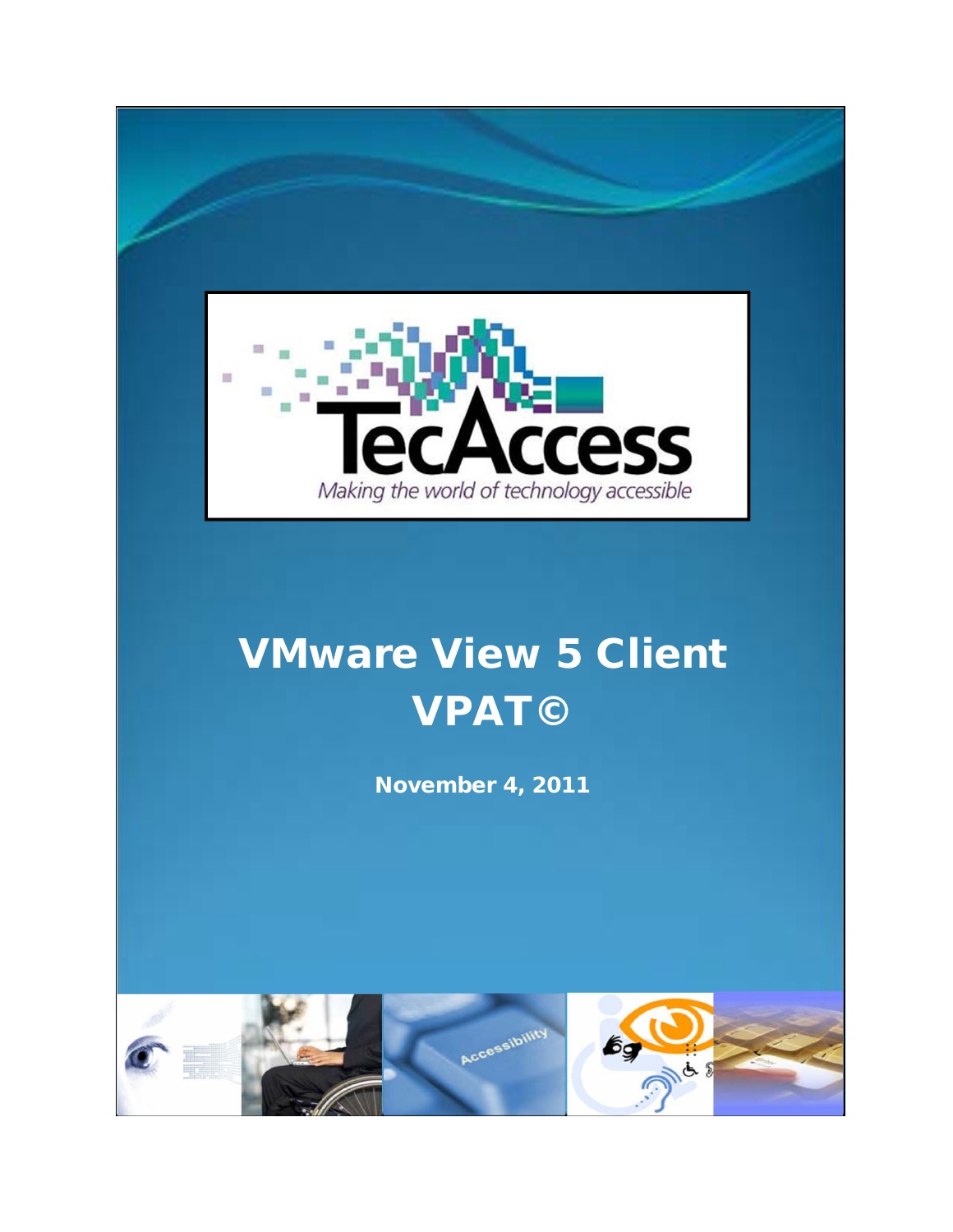TecAccess

*Making the world of technology accessible*

# VMware View 5 Client VPAT©

**November 4, 2011**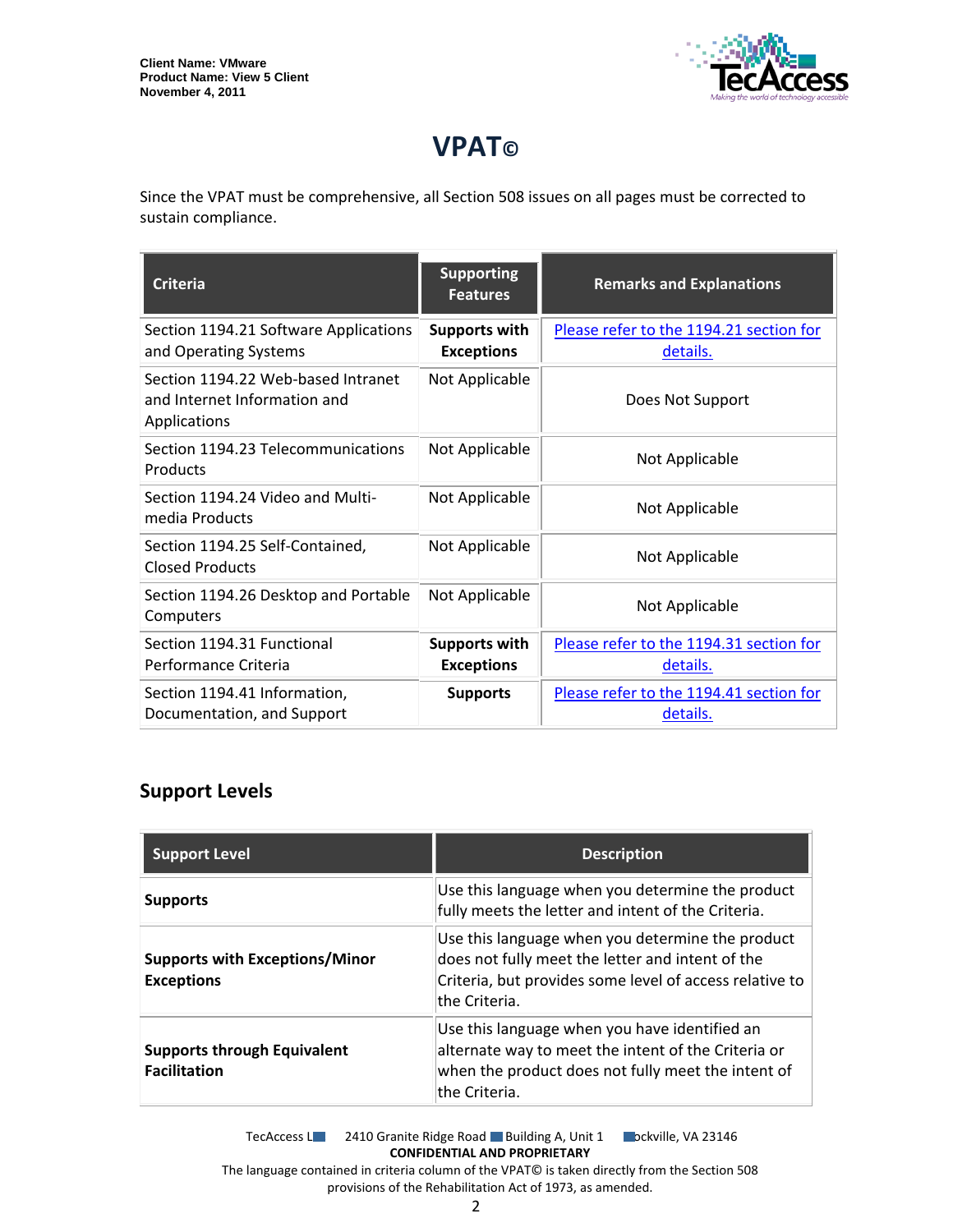# VPAT©

Since the VPAT must be comprehensive, all Section 508 issues on all pages must be corrected to sustain compliance.

| Criteria | Supporting Features | Remarks and Explanations |
|---|---|---|
| Section 1194.21 Software Applications and Operating Systems | **Supports with Exceptions** | Please refer to the 1194.21 section for details. |
| Section 1194.22 Web-based Intranet and Internet Information and Applications | Not Applicable | Does Not Support |
| Section 1194.23 Telecommunications Products | Not Applicable | Not Applicable |
| Section 1194.24 Video and Multi-media Products | Not Applicable | Not Applicable |
| Section 1194.25 Self-Contained, Closed Products | Not Applicable | Not Applicable |
| Section 1194.26 Desktop and Portable Computers | Not Applicable | Not Applicable |
| Section 1194.31 Functional Performance Criteria | **Supports with Exceptions** | Please refer to the 1194.31 section for details. |
| Section 1194.41 Information, Documentation, and Support | **Supports** | Please refer to the 1194.41 section for details. |

## Support Levels

| Support Level | Description |
|---|---|
| **Supports** | Use this language when you determine the product fully meets the letter and intent of the Criteria. |
| **Supports with Exceptions/Minor Exceptions** | Use this language when you determine the product does not fully meet the letter and intent of the Criteria, but provides some level of access relative to the Criteria. |
| **Supports through Equivalent Facilitation** | Use this language when you have identified an alternate way to meet the intent of the Criteria or when the product does not fully meet the intent of the Criteria. |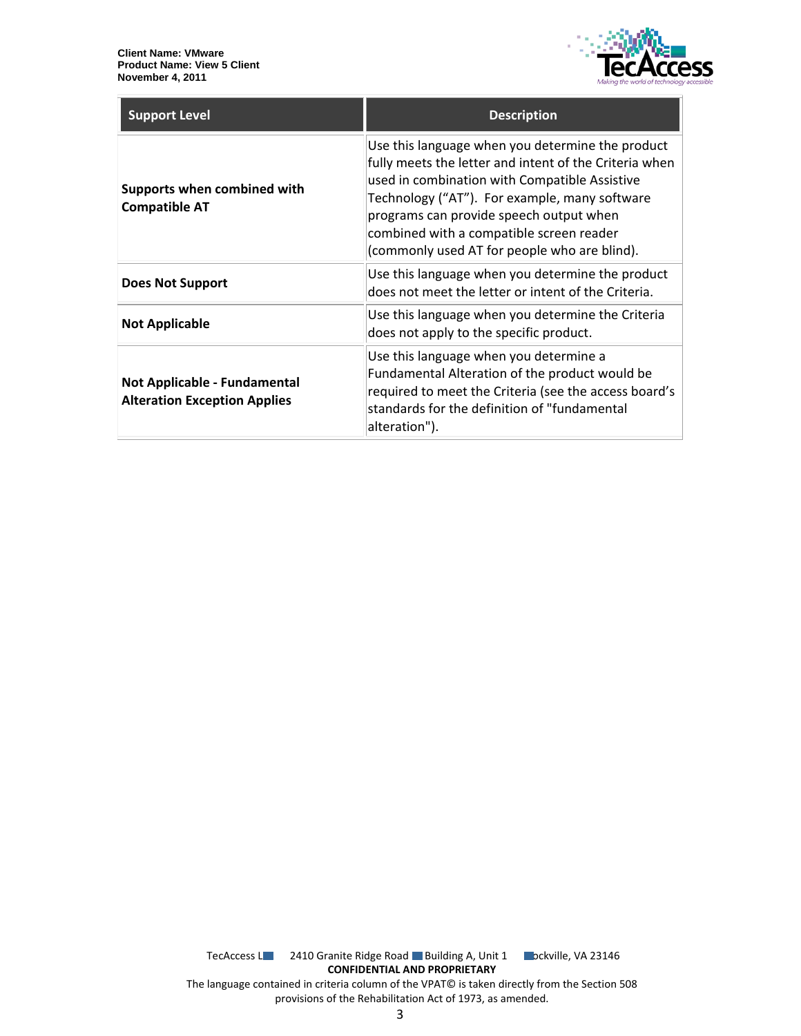| Support Level | Description |
|---|---|
| **Supports when combined with Compatible AT** | Use this language when you determine the product fully meets the letter and intent of the Criteria when used in combination with Compatible Assistive Technology (“AT”). For example, many software programs can provide speech output when combined with a compatible screen reader (commonly used AT for people who are blind). |
| **Does Not Support** | Use this language when you determine the product does not meet the letter or intent of the Criteria. |
| **Not Applicable** | Use this language when you determine the Criteria does not apply to the specific product. |
| **Not Applicable - Fundamental Alteration Exception Applies** | Use this language when you determine a Fundamental Alteration of the product would be required to meet the Criteria (see the access board’s standards for the definition of "fundamental alteration"). |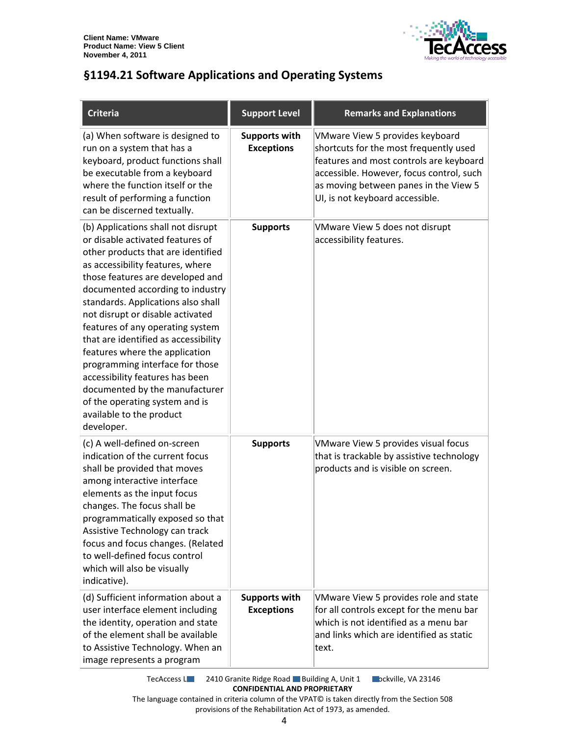## §1194.21 Software Applications and Operating Systems

| Criteria | Support Level | Remarks and Explanations |
|---|---|---|
| (a) When software is designed to run on a system that has a keyboard, product functions shall be executable from a keyboard where the function itself or the result of performing a function can be discerned textually. | **Supports with Exceptions** | VMware View 5 provides keyboard shortcuts for the most frequently used features and most controls are keyboard accessible. However, focus control, such as moving between panes in the View 5 UI, is not keyboard accessible. |
| (b) Applications shall not disrupt or disable activated features of other products that are identified as accessibility features, where those features are developed and documented according to industry standards. Applications also shall not disrupt or disable activated features of any operating system that are identified as accessibility features where the application programming interface for those accessibility features has been documented by the manufacturer of the operating system and is available to the product developer. | **Supports** | VMware View 5 does not disrupt accessibility features. |
| (c) A well-defined on-screen indication of the current focus shall be provided that moves among interactive interface elements as the input focus changes. The focus shall be programmatically exposed so that Assistive Technology can track focus and focus changes. (Related to well-defined focus control which will also be visually indicative). | **Supports** | VMware View 5 provides visual focus that is trackable by assistive technology products and is visible on screen. |
| (d) Sufficient information about a user interface element including the identity, operation and state of the element shall be available to Assistive Technology. When an image represents a program | **Supports with Exceptions** | VMware View 5 provides role and state for all controls except for the menu bar which is not identified as a menu bar and links which are identified as static text. |

TecAccess LLC 2410 Granite Ridge Road Building A, Unit 1 Rockville, VA 23146

**CONFIDENTIAL AND PROPRIETARY**

The language contained in criteria column of the VPAT© is taken directly from the Section 508 provisions of the Rehabilitation Act of 1973, as amended.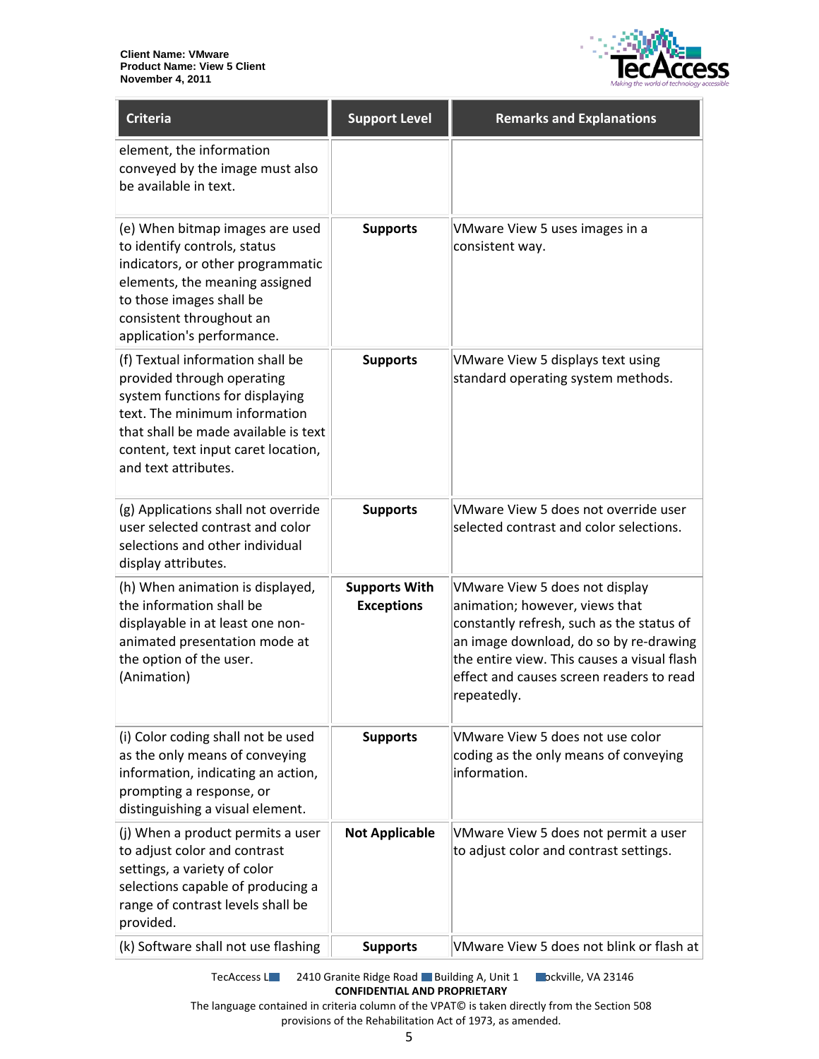| Criteria | Support Level | Remarks and Explanations |
|---|---|---|
| element, the information conveyed by the image must also be available in text. | | |
| (e) When bitmap images are used to identify controls, status indicators, or other programmatic elements, the meaning assigned to those images shall be consistent throughout an application's performance. | **Supports** | VMware View 5 uses images in a consistent way. |
| (f) Textual information shall be provided through operating system functions for displaying text. The minimum information that shall be made available is text content, text input caret location, and text attributes. | **Supports** | VMware View 5 displays text using standard operating system methods. |
| (g) Applications shall not override user selected contrast and color selections and other individual display attributes. | **Supports** | VMware View 5 does not override user selected contrast and color selections. |
| (h) When animation is displayed, the information shall be displayable in at least one non-animated presentation mode at the option of the user. (Animation) | **Supports With Exceptions** | VMware View 5 does not display animation; however, views that constantly refresh, such as the status of an image download, do so by re-drawing the entire view. This causes a visual flash effect and causes screen readers to read repeatedly. |
| (i) Color coding shall not be used as the only means of conveying information, indicating an action, prompting a response, or distinguishing a visual element. | **Supports** | VMware View 5 does not use color coding as the only means of conveying information. |
| (j) When a product permits a user to adjust color and contrast settings, a variety of color selections capable of producing a range of contrast levels shall be provided. | **Not Applicable** | VMware View 5 does not permit a user to adjust color and contrast settings. |
| (k) Software shall not use flashing | **Supports** | VMware View 5 does not blink or flash at |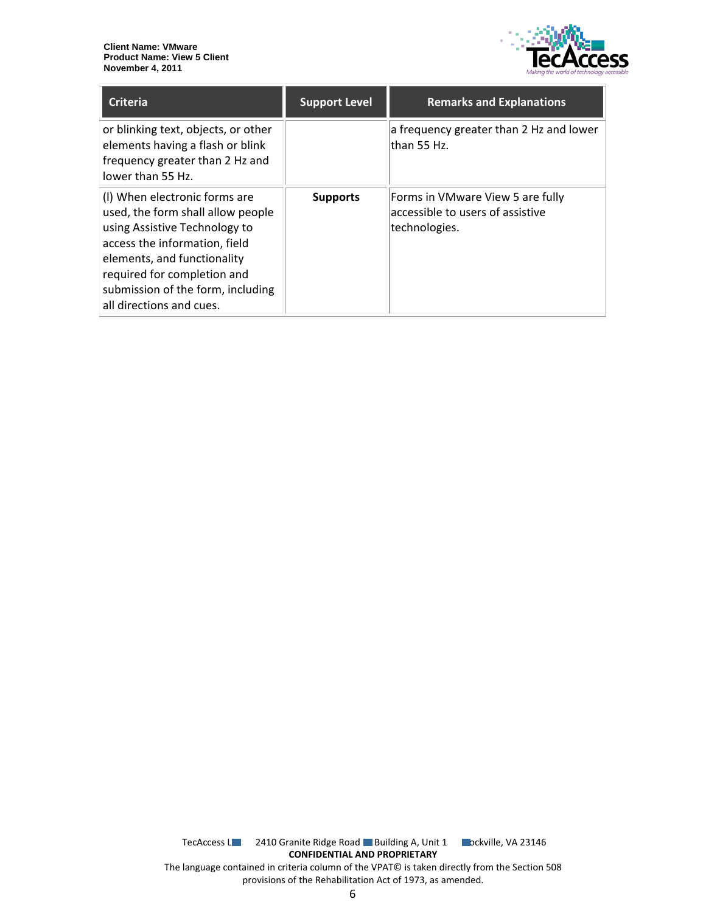| Criteria | Support Level | Remarks and Explanations |
| --- | --- | --- |
| or blinking text, objects, or other elements having a flash or blink frequency greater than 2 Hz and lower than 55 Hz. | | a frequency greater than 2 Hz and lower than 55 Hz. |
| (l) When electronic forms are used, the form shall allow people using Assistive Technology to access the information, field elements, and functionality required for completion and submission of the form, including all directions and cues. | **Supports** | Forms in VMware View 5 are fully accessible to users of assistive technologies. |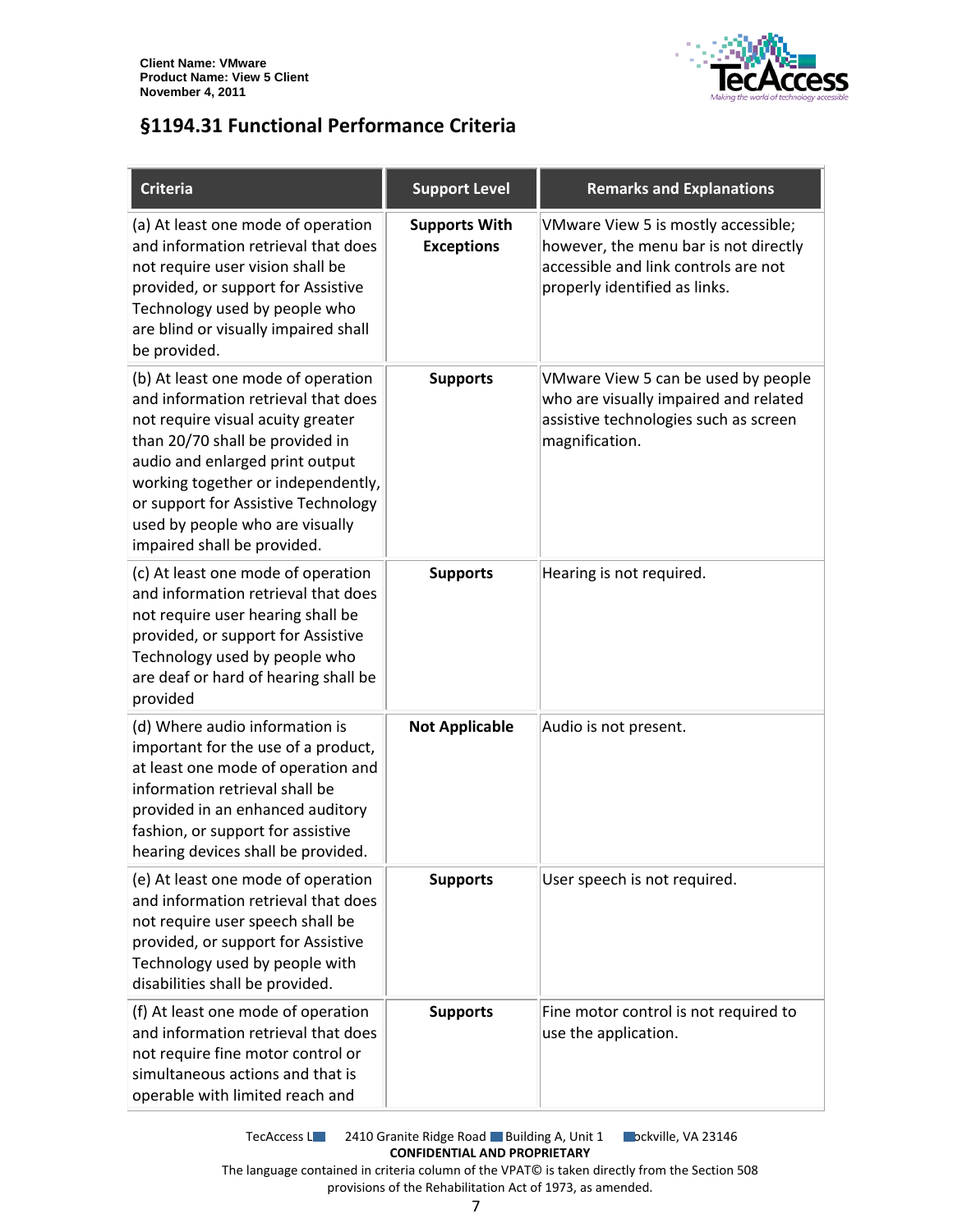## §1194.31 Functional Performance Criteria

| Criteria | Support Level | Remarks and Explanations |
|---|---|---|
| (a) At least one mode of operation and information retrieval that does not require user vision shall be provided, or support for Assistive Technology used by people who are blind or visually impaired shall be provided. | **Supports With Exceptions** | VMware View 5 is mostly accessible; however, the menu bar is not directly accessible and link controls are not properly identified as links. |
| (b) At least one mode of operation and information retrieval that does not require visual acuity greater than 20/70 shall be provided in audio and enlarged print output working together or independently, or support for Assistive Technology used by people who are visually impaired shall be provided. | **Supports** | VMware View 5 can be used by people who are visually impaired and related assistive technologies such as screen magnification. |
| (c) At least one mode of operation and information retrieval that does not require user hearing shall be provided, or support for Assistive Technology used by people who are deaf or hard of hearing shall be provided | **Supports** | Hearing is not required. |
| (d) Where audio information is important for the use of a product, at least one mode of operation and information retrieval shall be provided in an enhanced auditory fashion, or support for assistive hearing devices shall be provided. | **Not Applicable** | Audio is not present. |
| (e) At least one mode of operation and information retrieval that does not require user speech shall be provided, or support for Assistive Technology used by people with disabilities shall be provided. | **Supports** | User speech is not required. |
| (f) At least one mode of operation and information retrieval that does not require fine motor control or simultaneous actions and that is operable with limited reach and | **Supports** | Fine motor control is not required to use the application. |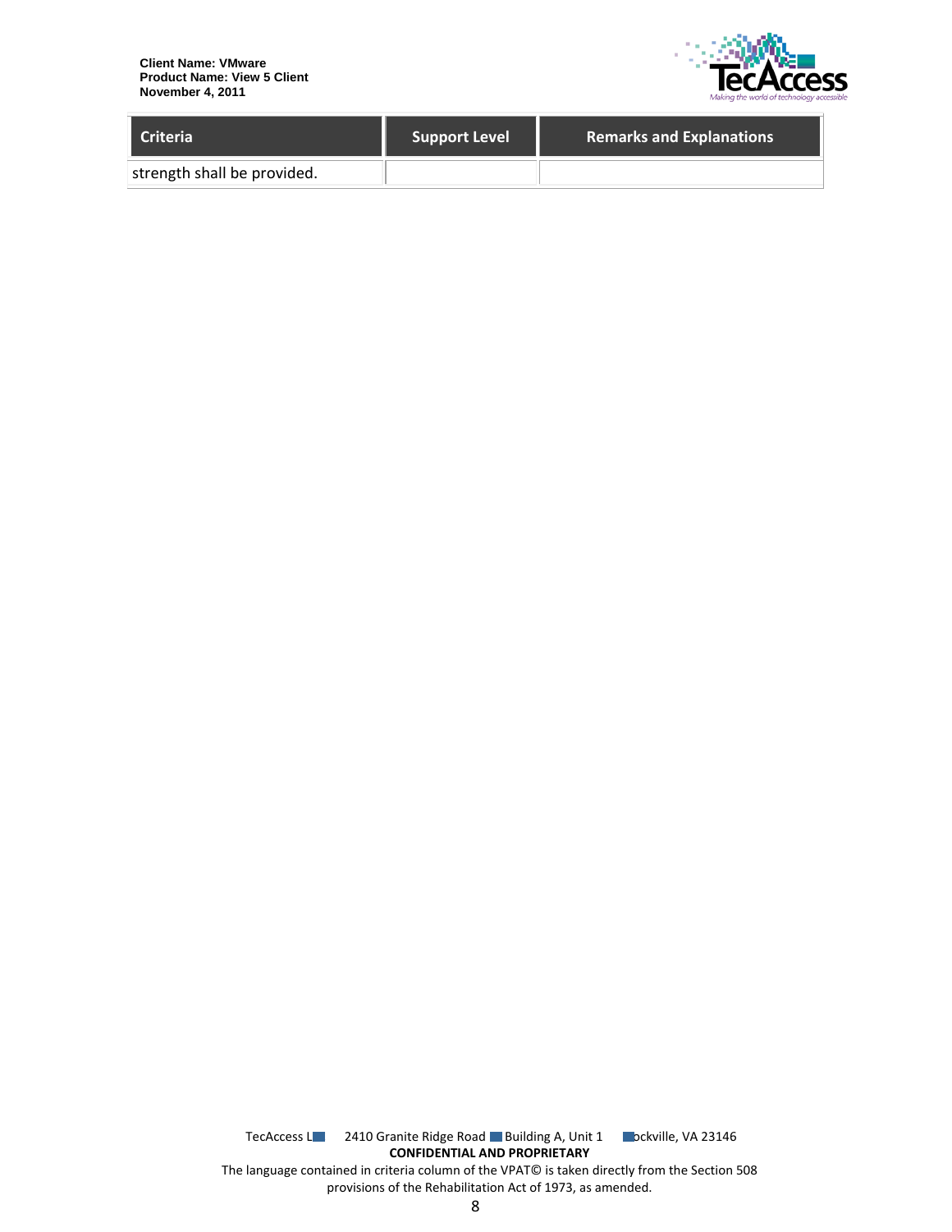| Criteria | Support Level | Remarks and Explanations |
|---|---|---|
| strength shall be provided. | | |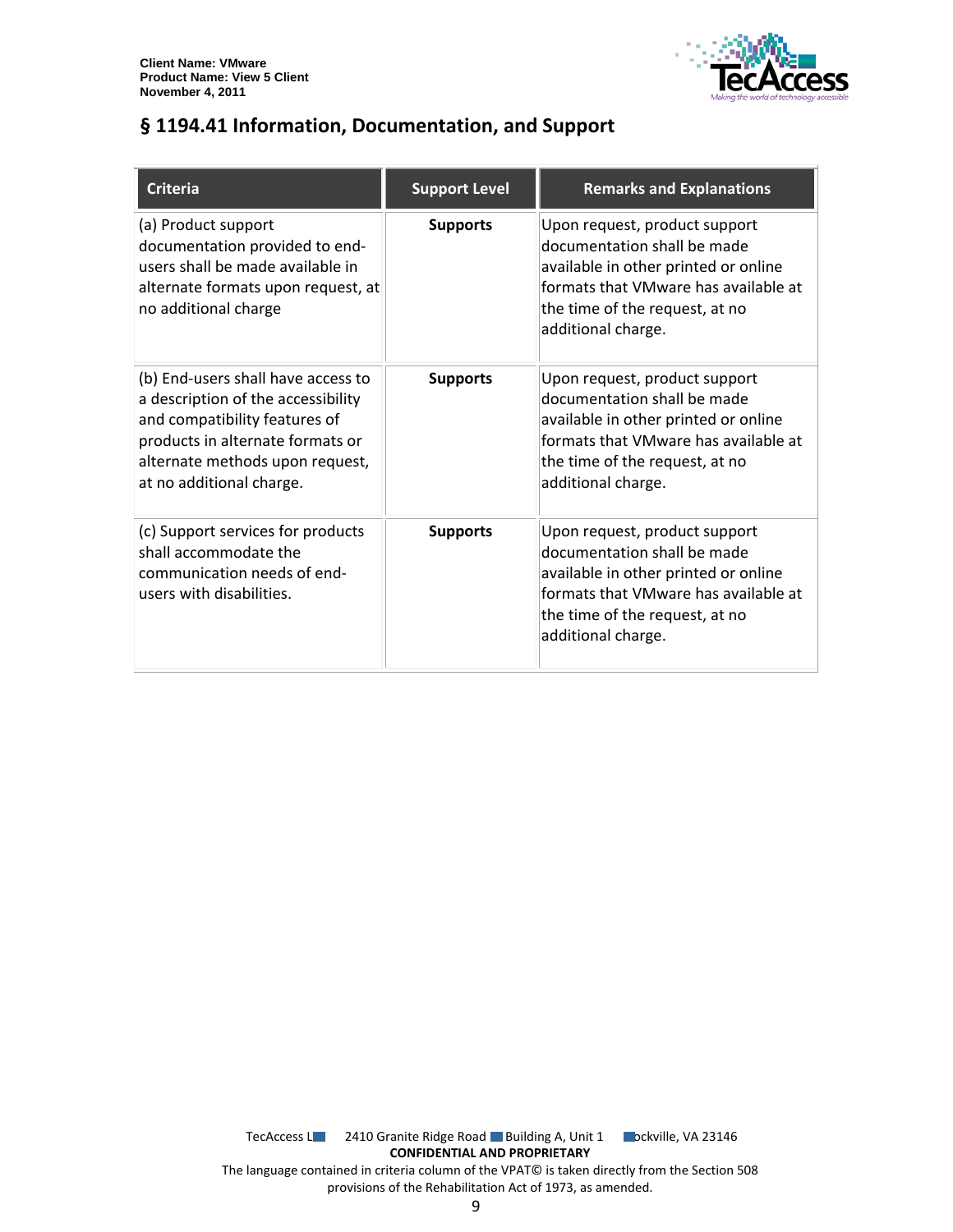## § 1194.41 Information, Documentation, and Support

| Criteria | Support Level | Remarks and Explanations |
| --- | --- | --- |
| (a) Product support documentation provided to end-users shall be made available in alternate formats upon request, at no additional charge | **Supports** | Upon request, product support documentation shall be made available in other printed or online formats that VMware has available at the time of the request, at no additional charge. |
| (b) End-users shall have access to a description of the accessibility and compatibility features of products in alternate formats or alternate methods upon request, at no additional charge. | **Supports** | Upon request, product support documentation shall be made available in other printed or online formats that VMware has available at the time of the request, at no additional charge. |
| (c) Support services for products shall accommodate the communication needs of end-users with disabilities. | **Supports** | Upon request, product support documentation shall be made available in other printed or online formats that VMware has available at the time of the request, at no additional charge. |